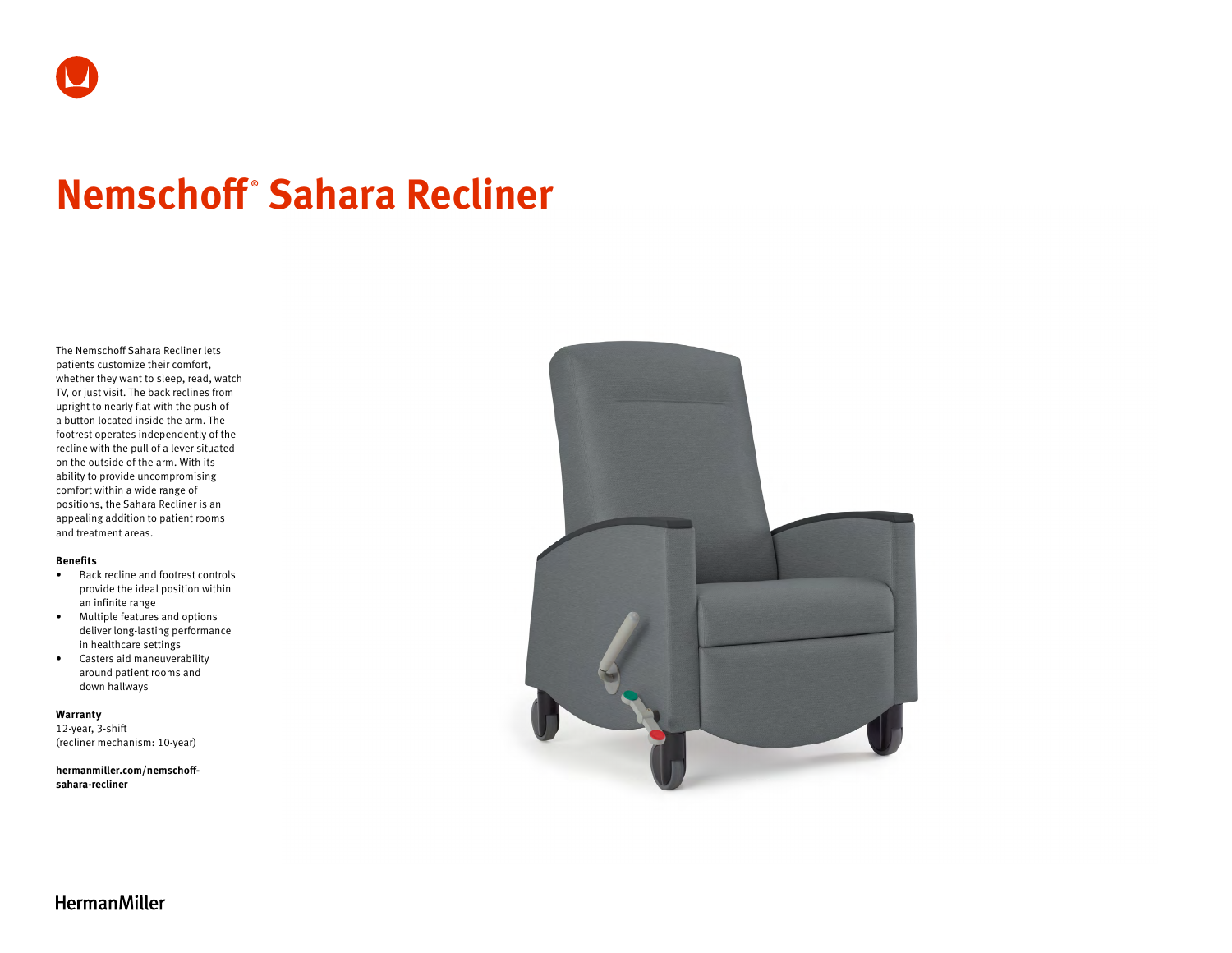# Nemschoff® Sahara Recliner

The Nemschoff Sahara Recliner lets patients customize their comfort, whether they want to sleep, read, watch TV, or just visit. The back reclines from upright to nearly flat with the push of a button located inside the arm. The footrest operates independently of the recline with the pull of a lever situated on the outside of the arm. With its ability to provide uncompromising comfort within a wide range of positions, the Sahara Recliner is an appealing addition to patient rooms and treatment areas.

**Benefits**

- Back recline and footrest controls provide the ideal position within an infinite range
- Multiple features and options deliver long-lasting performance in healthcare settings
- Casters aid maneuverability around patient rooms and down hallways

**Warranty**

12-year, 3-shift
(recliner mechanism: 10-year)

**hermanmiller.com/nemschoff-sahara-recliner**

HermanMiller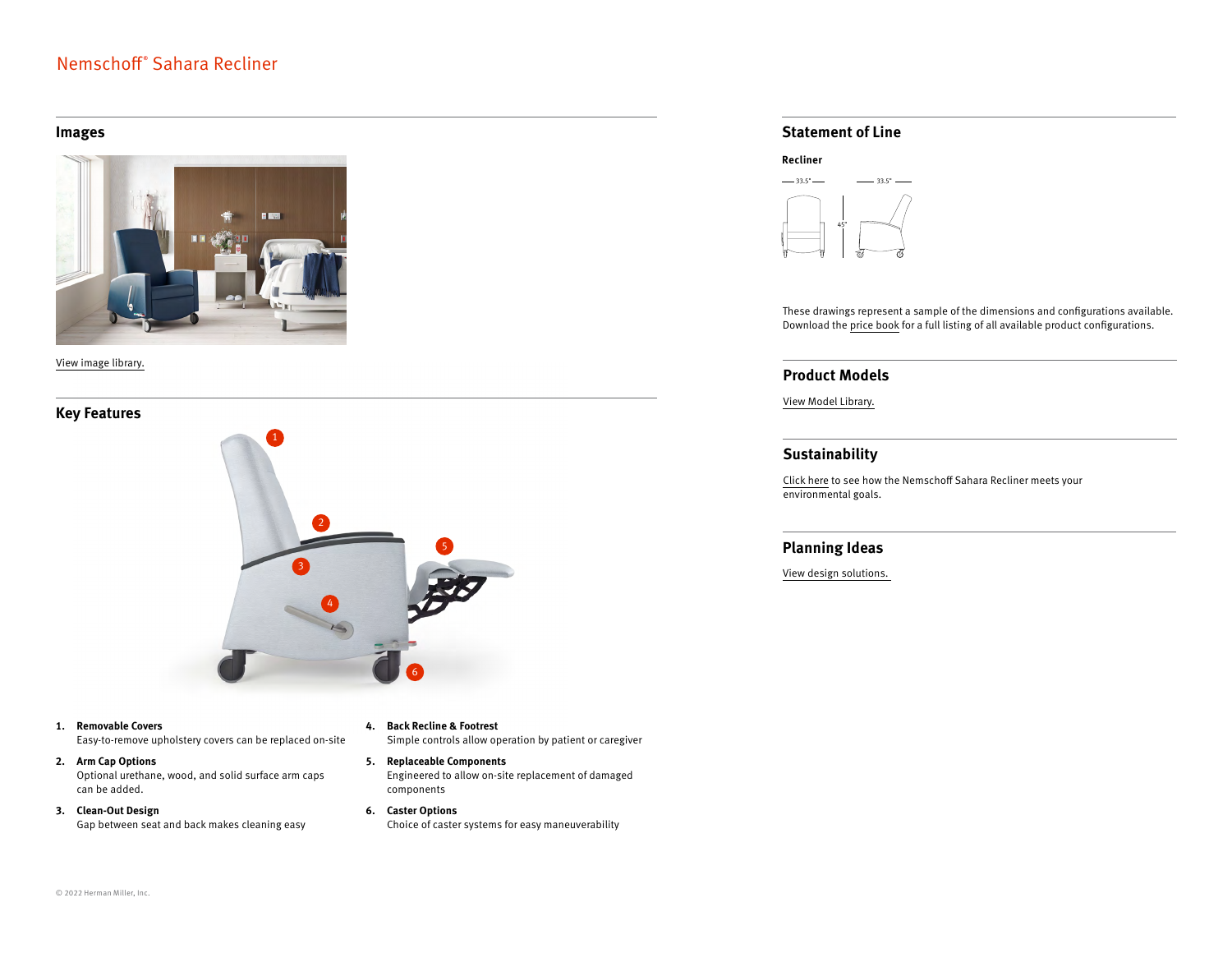# Nemschoff® Sahara Recliner

## Images

View image library.

## Key Features

1. **Removable Covers**
   Easy-to-remove upholstery covers can be replaced on-site
2. **Arm Cap Options**
   Optional urethane, wood, and solid surface arm caps can be added.
3. **Clean-Out Design**
   Gap between seat and back makes cleaning easy
4. **Back Recline & Footrest**
   Simple controls allow operation by patient or caregiver
5. **Replaceable Components**
   Engineered to allow on-site replacement of damaged components
6. **Caster Options**
   Choice of caster systems for easy maneuverability

## Statement of Line

**Recliner**

33.5"
33.5"
45"

These drawings represent a sample of the dimensions and configurations available. Download the price book for a full listing of all available product configurations.

## Product Models

View Model Library.

## Sustainability

Click here to see how the Nemschoff Sahara Recliner meets your environmental goals.

## Planning Ideas

View design solutions.

© 2022 Herman Miller, Inc.